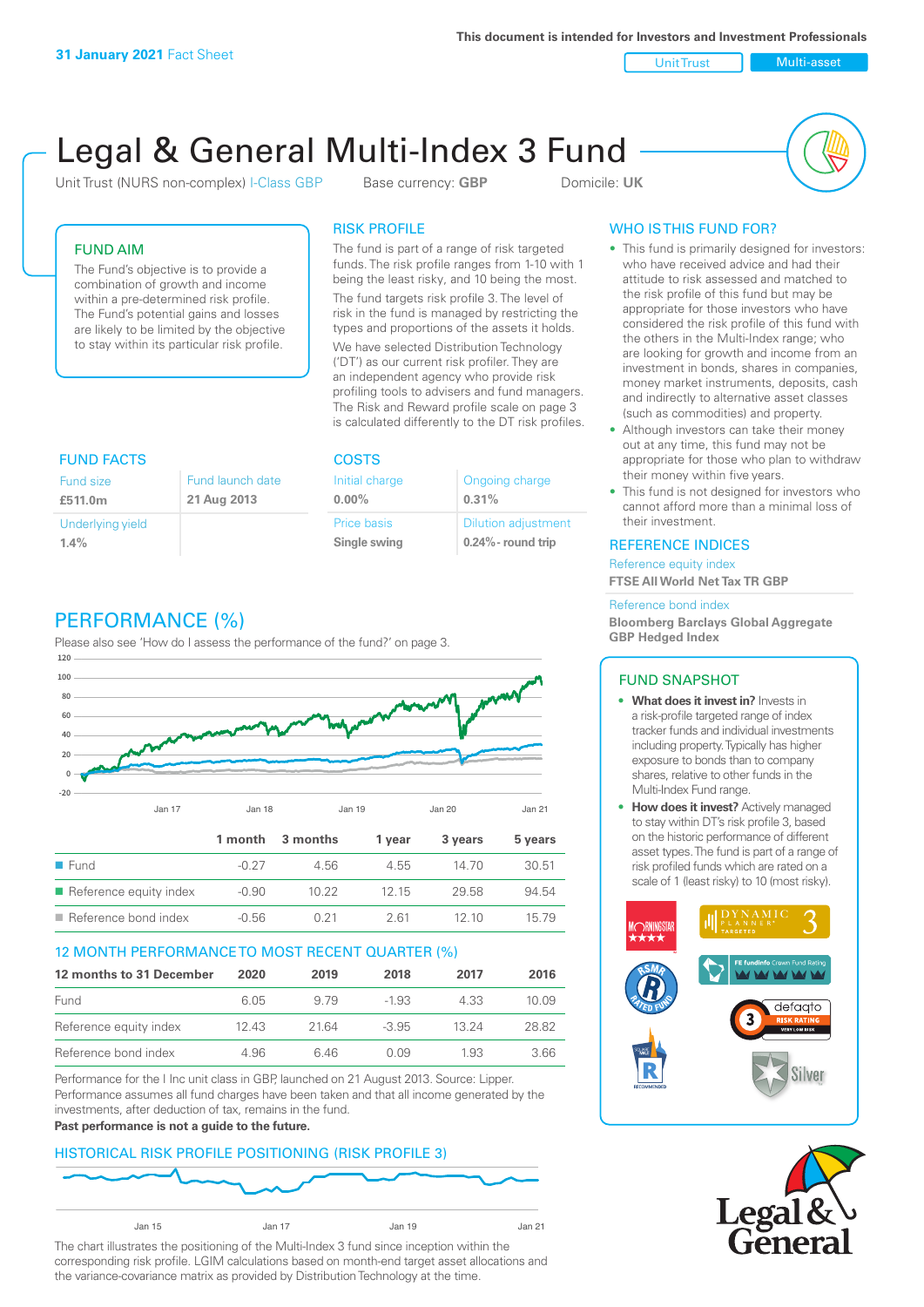**31 January 2021** Fact Sheet

This document is intended for Investors and Investment Professionals

Unit Trust | Multi-asset

# Legal & General Multi-Index 3 Fund

Unit Trust (NURS non-complex) I-Class GBP  Base currency: **GBP**  Domicile: **UK**

## FUND AIM

The Fund's objective is to provide a combination of growth and income within a pre-determined risk profile. The Fund's potential gains and losses are likely to be limited by the objective to stay within its particular risk profile.

## RISK PROFILE

The fund is part of a range of risk targeted funds. The risk profile ranges from 1-10 with 1 being the least risky, and 10 being the most.

The fund targets risk profile 3. The level of risk in the fund is managed by restricting the types and proportions of the assets it holds.

We have selected Distribution Technology ('DT') as our current risk profiler. They are an independent agency who provide risk profiling tools to advisers and fund managers. The Risk and Reward profile scale on page 3 is calculated differently to the DT risk profiles.

## WHO IS THIS FUND FOR?

- This fund is primarily designed for investors: who have received advice and had their attitude to risk assessed and matched to the risk profile of this fund but may be appropriate for those investors who have considered the risk profile of this fund with the others in the Multi-Index range; who are looking for growth and income from an investment in bonds, shares in companies, money market instruments, deposits, cash and indirectly to alternative asset classes (such as commodities) and property.
- Although investors can take their money out at any time, this fund may not be appropriate for those who plan to withdraw their money within five years.
- This fund is not designed for investors who cannot afford more than a minimal loss of their investment.

## FUND FACTS

| Fund size | Fund launch date |
|---|---|
| **£511.0m** | **21 Aug 2013** |
| Underlying yield | |
| **1.4%** | |

## COSTS

| Initial charge | Ongoing charge |
|---|---|
| **0.00%** | **0.31%** |
| Price basis | Dilution adjustment |
| **Single swing** | **0.24%- round trip** |

## REFERENCE INDICES

Reference equity index
**FTSE All World Net Tax TR GBP**

Reference bond index
**Bloomberg Barclays Global Aggregate GBP Hedged Index**

## PERFORMANCE (%)

Please also see 'How do I assess the performance of the fund?' on page 3.

| | 1 month | 3 months | 1 year | 3 years | 5 years |
|---|---|---|---|---|---|
| Fund | -0.27 | 4.56 | 4.55 | 14.70 | 30.51 |
| Reference equity index | -0.90 | 10.22 | 12.15 | 29.58 | 94.54 |
| Reference bond index | -0.56 | 0.21 | 2.61 | 12.10 | 15.79 |

## 12 MONTH PERFORMANCE TO MOST RECENT QUARTER (%)

| 12 months to 31 December | 2020 | 2019 | 2018 | 2017 | 2016 |
|---|---|---|---|---|---|
| Fund | 6.05 | 9.79 | -1.93 | 4.33 | 10.09 |
| Reference equity index | 12.43 | 21.64 | -3.95 | 13.24 | 28.82 |
| Reference bond index | 4.96 | 6.46 | 0.09 | 1.93 | 3.66 |

Performance for the I Inc unit class in GBP, launched on 21 August 2013. Source: Lipper. Performance assumes all fund charges have been taken and that all income generated by the investments, after deduction of tax, remains in the fund.
**Past performance is not a guide to the future.**

## HISTORICAL RISK PROFILE POSITIONING (RISK PROFILE 3)

The chart illustrates the positioning of the Multi-Index 3 fund since inception within the corresponding risk profile. LGIM calculations based on month-end target asset allocations and the variance-covariance matrix as provided by Distribution Technology at the time.

## FUND SNAPSHOT

- **What does it invest in?** Invests in a risk-profile targeted range of index tracker funds and individual investments including property. Typically has higher exposure to bonds than to company shares, relative to other funds in the Multi-Index Fund range.
- **How does it invest?** Actively managed to stay within DT's risk profile 3, based on the historic performance of different asset types. The fund is part of a range of risk profiled funds which are rated on a scale of 1 (least risky) to 10 (most risky).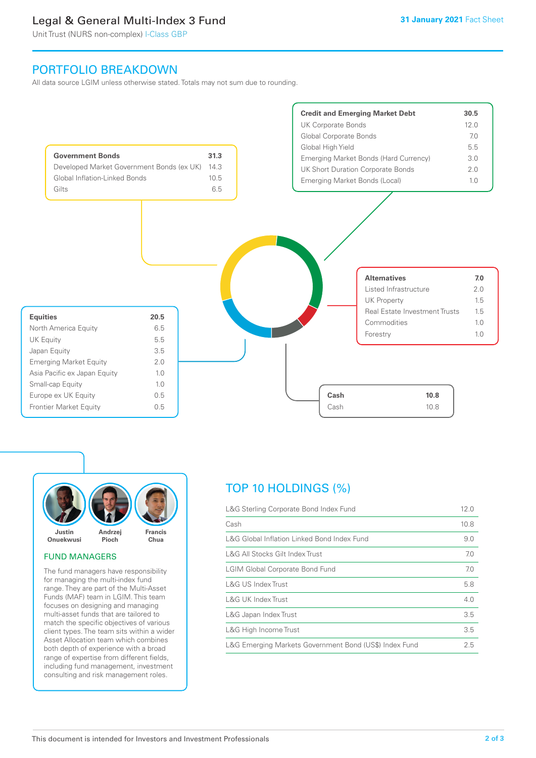# PORTFOLIO BREAKDOWN

All data source LGIM unless otherwise stated. Totals may not sum due to rounding.

| Government Bonds | 31.3 |
|---|---|
| Developed Market Government Bonds (ex UK) | 14.3 |
| Global Inflation-Linked Bonds | 10.5 |
| Gilts | 6.5 |

| Credit and Emerging Market Debt | 30.5 |
|---|---|
| UK Corporate Bonds | 12.0 |
| Global Corporate Bonds | 7.0 |
| Global High Yield | 5.5 |
| Emerging Market Bonds (Hard Currency) | 3.0 |
| UK Short Duration Corporate Bonds | 2.0 |
| Emerging Market Bonds (Local) | 1.0 |

| Alternatives | 7.0 |
|---|---|
| Listed Infrastructure | 2.0 |
| UK Property | 1.5 |
| Real Estate Investment Trusts | 1.5 |
| Commodities | 1.0 |
| Forestry | 1.0 |

| Equities | 20.5 |
|---|---|
| North America Equity | 6.5 |
| UK Equity | 5.5 |
| Japan Equity | 3.5 |
| Emerging Market Equity | 2.0 |
| Asia Pacific ex Japan Equity | 1.0 |
| Small-cap Equity | 1.0 |
| Europe ex UK Equity | 0.5 |
| Frontier Market Equity | 0.5 |

| Cash | 10.8 |
|---|---|
| Cash | 10.8 |

Justin Onuekwusi, Andrzej Pioch, Francis Chua

## FUND MANAGERS

The fund managers have responsibility for managing the multi-index fund range. They are part of the Multi-Asset Funds (MAF) team in LGIM. This team focuses on designing and managing multi-asset funds that are tailored to match the specific objectives of various client types. The team sits within a wider Asset Allocation team which combines both depth of experience with a broad range of expertise from different fields, including fund management, investment consulting and risk management roles.

## TOP 10 HOLDINGS (%)

| Holding | % |
|---|---|
| L&G Sterling Corporate Bond Index Fund | 12.0 |
| Cash | 10.8 |
| L&G Global Inflation Linked Bond Index Fund | 9.0 |
| L&G All Stocks Gilt Index Trust | 7.0 |
| LGIM Global Corporate Bond Fund | 7.0 |
| L&G US Index Trust | 5.8 |
| L&G UK Index Trust | 4.0 |
| L&G Japan Index Trust | 3.5 |
| L&G High Income Trust | 3.5 |
| L&G Emerging Markets Government Bond (US$) Index Fund | 2.5 |

This document is intended for Investors and Investment Professionals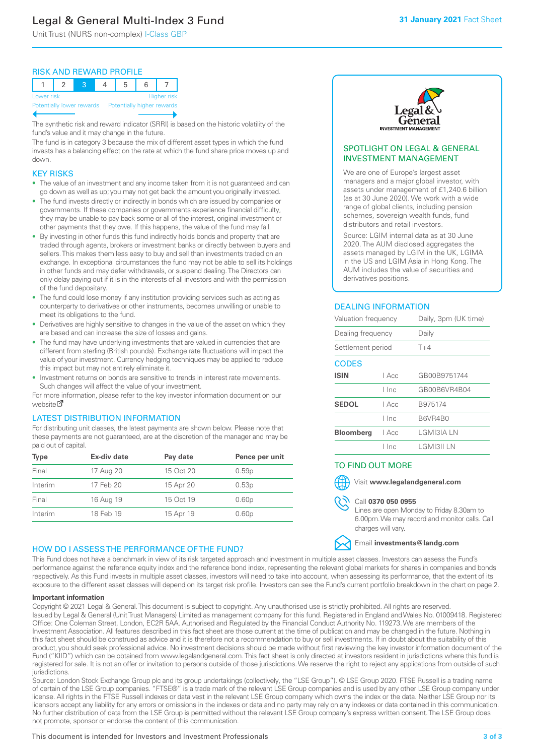# Legal & General Multi-Index 3 Fund

Unit Trust (NURS non-complex) I-Class GBP

31 January 2021 Fact Sheet

## RISK AND REWARD PROFILE

| 1 | 2 | 3 | 4 | 5 | 6 | 7 |
|---|---|---|---|---|---|---|

Lower risk — Higher risk

Potentially lower rewards — Potentially higher rewards

The synthetic risk and reward indicator (SRRI) is based on the historic volatility of the fund's value and it may change in the future.

The fund is in category 3 because the mix of different asset types in which the fund invests has a balancing effect on the rate at which the fund share price moves up and down.

## KEY RISKS

- The value of an investment and any income taken from it is not guaranteed and can go down as well as up; you may not get back the amount you originally invested.
- The fund invests directly or indirectly in bonds which are issued by companies or governments. If these companies or governments experience financial difficulty, they may be unable to pay back some or all of the interest, original investment or other payments that they owe. If this happens, the value of the fund may fall.
- By investing in other funds this fund indirectly holds bonds and property that are traded through agents, brokers or investment banks or directly between buyers and sellers. This makes them less easy to buy and sell than investments traded on an exchange. In exceptional circumstances the fund may not be able to sell its holdings in other funds and may defer withdrawals, or suspend dealing. The Directors can only delay paying out if it is in the interests of all investors and with the permission of the fund depositary.
- The fund could lose money if any institution providing services such as acting as counterparty to derivatives or other instruments, becomes unwilling or unable to meet its obligations to the fund.
- Derivatives are highly sensitive to changes in the value of the asset on which they are based and can increase the size of losses and gains.
- The fund may have underlying investments that are valued in currencies that are different from sterling (British pounds). Exchange rate fluctuations will impact the value of your investment. Currency hedging techniques may be applied to reduce this impact but may not entirely eliminate it.
- Investment returns on bonds are sensitive to trends in interest rate movements. Such changes will affect the value of your investment.

For more information, please refer to the key investor information document on our website

## LATEST DISTRIBUTION INFORMATION

For distributing unit classes, the latest payments are shown below. Please note that these payments are not guaranteed, are at the discretion of the manager and may be paid out of capital.

| Type | Ex-div date | Pay date | Pence per unit |
|---|---|---|---|
| Final | 17 Aug 20 | 15 Oct 20 | 0.59p |
| Interim | 17 Feb 20 | 15 Apr 20 | 0.53p |
| Final | 16 Aug 19 | 15 Oct 19 | 0.60p |
| Interim | 18 Feb 19 | 15 Apr 19 | 0.60p |

## SPOTLIGHT ON LEGAL & GENERAL INVESTMENT MANAGEMENT

We are one of Europe's largest asset managers and a major global investor, with assets under management of £1,240.6 billion (as at 30 June 2020). We work with a wide range of global clients, including pension schemes, sovereign wealth funds, fund distributors and retail investors.

Source: LGIM internal data as at 30 June 2020. The AUM disclosed aggregates the assets managed by LGIM in the UK, LGIMA in the US and LGIM Asia in Hong Kong. The AUM includes the value of securities and derivatives positions.

## DEALING INFORMATION

| | |
|---|---|
| Valuation frequency | Daily, 3pm (UK time) |
| Dealing frequency | Daily |
| Settlement period | T+4 |

## CODES

| | | |
|---|---|---|
| **ISIN** | I Acc | GB00B9751744 |
| | I Inc | GB00B6VR4B04 |
| **SEDOL** | I Acc | B975174 |
| | I Inc | B6VR4B0 |
| **Bloomberg** | I Acc | LGMI3IA LN |
| | I Inc | LGMI3II LN |

## TO FIND OUT MORE

Visit **www.legalandgeneral.com**

Call **0370 050 0955**
Lines are open Monday to Friday 8.30am to 6.00pm. We may record and monitor calls. Call charges will vary.

Email **investments@landg.com**

## HOW DO I ASSESS THE PERFORMANCE OF THE FUND?

This Fund does not have a benchmark in view of its risk targeted approach and investment in multiple asset classes. Investors can assess the Fund's performance against the reference equity index and the reference bond index, representing the relevant global markets for shares in companies and bonds respectively. As this Fund invests in multiple asset classes, investors will need to take into account, when assessing its performance, that the extent of its exposure to the different asset classes will depend on its target risk profile. Investors can see the Fund's current portfolio breakdown in the chart on page 2.

### Important information

Copyright © 2021 Legal & General. This document is subject to copyright. Any unauthorised use is strictly prohibited. All rights are reserved.

Issued by Legal & General (Unit Trust Managers) Limited as management company for this fund. Registered in England and Wales No. 01009418. Registered Office: One Coleman Street, London, EC2R 5AA. Authorised and Regulated by the Financial Conduct Authority No. 119273. We are members of the Investment Association. All features described in this fact sheet are those current at the time of publication and may be changed in the future. Nothing in this fact sheet should be construed as advice and it is therefore not a recommendation to buy or sell investments. If in doubt about the suitability of this product, you should seek professional advice. No investment decisions should be made without first reviewing the key investor information document of the Fund ("KIID") which can be obtained from www.legalandgeneral.com. This fact sheet is only directed at investors resident in jurisdictions where this fund is registered for sale. It is not an offer or invitation to persons outside of those jurisdictions. We reserve the right to reject any applications from outside of such jurisdictions.

Source: London Stock Exchange Group plc and its group undertakings (collectively, the "LSE Group"). © LSE Group 2020. FTSE Russell is a trading name of certain of the LSE Group companies. "FTSE®" is a trade mark of the relevant LSE Group companies and is used by any other LSE Group company under license. All rights in the FTSE Russell indexes or data vest in the relevant LSE Group company which owns the index or the data. Neither LSE Group nor its licensors accept any liability for any errors or omissions in the indexes or data and no party may rely on any indexes or data contained in this communication. No further distribution of data from the LSE Group is permitted without the relevant LSE Group company's express written consent. The LSE Group does not promote, sponsor or endorse the content of this communication.

This document is intended for Investors and Investment Professionals